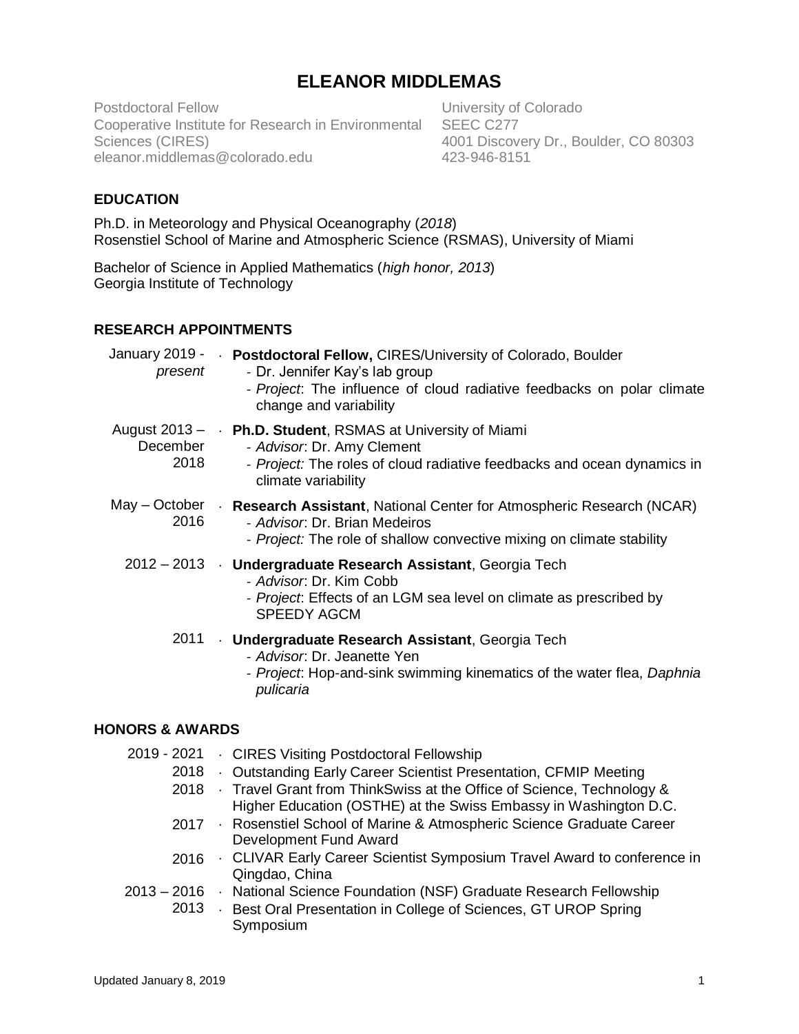# ELEANOR MIDDLEMAS

Postdoctoral Fellow
Cooperative Institute for Research in Environmental Sciences (CIRES)
eleanor.middlemas@colorado.edu

University of Colorado
SEEC C277
4001 Discovery Dr., Boulder, CO 80303
423-946-8151

## EDUCATION

Ph.D. in Meteorology and Physical Oceanography (*2018*)
Rosenstiel School of Marine and Atmospheric Science (RSMAS), University of Miami

Bachelor of Science in Applied Mathematics (*high honor, 2013*)
Georgia Institute of Technology

## RESEARCH APPOINTMENTS

January 2019 - *present*
- **Postdoctoral Fellow,** CIRES/University of Colorado, Boulder
  - Dr. Jennifer Kay's lab group
  - *Project*: The influence of cloud radiative feedbacks on polar climate change and variability

August 2013 – December 2018
- **Ph.D. Student**, RSMAS at University of Miami
  - *Advisor*: Dr. Amy Clement
  - *Project:* The roles of cloud radiative feedbacks and ocean dynamics in climate variability

May – October 2016
- **Research Assistant**, National Center for Atmospheric Research (NCAR)
  - *Advisor*: Dr. Brian Medeiros
  - *Project:* The role of shallow convective mixing on climate stability

2012 – 2013
- **Undergraduate Research Assistant**, Georgia Tech
  - *Advisor*: Dr. Kim Cobb
  - *Project*: Effects of an LGM sea level on climate as prescribed by SPEEDY AGCM

2011
- **Undergraduate Research Assistant**, Georgia Tech
  - *Advisor*: Dr. Jeanette Yen
  - *Project*: Hop-and-sink swimming kinematics of the water flea, *Daphnia pulicaria*

## HONORS & AWARDS

- 2019 - 2021 · CIRES Visiting Postdoctoral Fellowship
- 2018 · Outstanding Early Career Scientist Presentation, CFMIP Meeting
- 2018 · Travel Grant from ThinkSwiss at the Office of Science, Technology & Higher Education (OSTHE) at the Swiss Embassy in Washington D.C.
- 2017 · Rosenstiel School of Marine & Atmospheric Science Graduate Career Development Fund Award
- 2016 · CLIVAR Early Career Scientist Symposium Travel Award to conference in Qingdao, China
- 2013 – 2016 · National Science Foundation (NSF) Graduate Research Fellowship
- 2013 · Best Oral Presentation in College of Sciences, GT UROP Spring Symposium

Updated January 8, 2019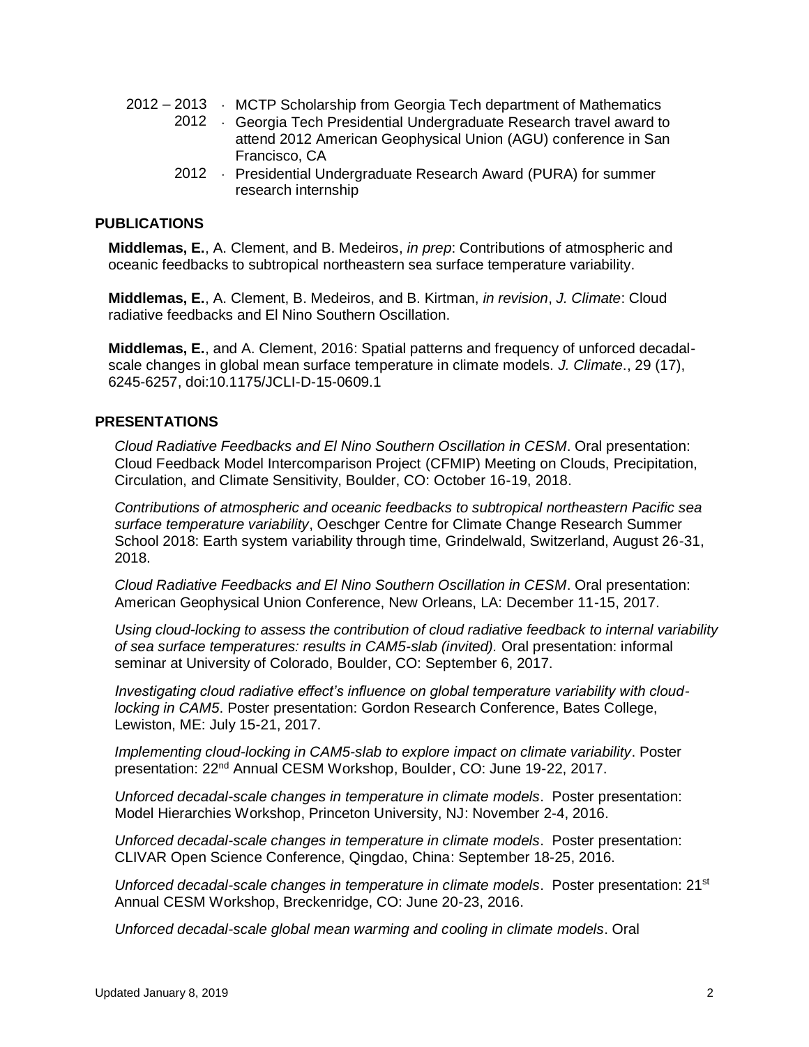- 2012 – 2013 · MCTP Scholarship from Georgia Tech department of Mathematics
- 2012 · Georgia Tech Presidential Undergraduate Research travel award to attend 2012 American Geophysical Union (AGU) conference in San Francisco, CA
- 2012 · Presidential Undergraduate Research Award (PURA) for summer research internship

## PUBLICATIONS

**Middlemas, E.**, A. Clement, and B. Medeiros, *in prep*: Contributions of atmospheric and oceanic feedbacks to subtropical northeastern sea surface temperature variability.

**Middlemas, E.**, A. Clement, B. Medeiros, and B. Kirtman, *in revision*, *J. Climate*: Cloud radiative feedbacks and El Nino Southern Oscillation.

**Middlemas, E.**, and A. Clement, 2016: Spatial patterns and frequency of unforced decadal-scale changes in global mean surface temperature in climate models. *J. Climate*., 29 (17), 6245-6257, doi:10.1175/JCLI-D-15-0609.1

## PRESENTATIONS

*Cloud Radiative Feedbacks and El Nino Southern Oscillation in CESM*. Oral presentation: Cloud Feedback Model Intercomparison Project (CFMIP) Meeting on Clouds, Precipitation, Circulation, and Climate Sensitivity, Boulder, CO: October 16-19, 2018.

*Contributions of atmospheric and oceanic feedbacks to subtropical northeastern Pacific sea surface temperature variability*, Oeschger Centre for Climate Change Research Summer School 2018: Earth system variability through time, Grindelwald, Switzerland, August 26-31, 2018.

*Cloud Radiative Feedbacks and El Nino Southern Oscillation in CESM*. Oral presentation: American Geophysical Union Conference, New Orleans, LA: December 11-15, 2017.

*Using cloud-locking to assess the contribution of cloud radiative feedback to internal variability of sea surface temperatures: results in CAM5-slab (invited).* Oral presentation: informal seminar at University of Colorado, Boulder, CO: September 6, 2017.

*Investigating cloud radiative effect's influence on global temperature variability with cloud-locking in CAM5*. Poster presentation: Gordon Research Conference, Bates College, Lewiston, ME: July 15-21, 2017.

*Implementing cloud-locking in CAM5-slab to explore impact on climate variability*. Poster presentation: 22nd Annual CESM Workshop, Boulder, CO: June 19-22, 2017.

*Unforced decadal-scale changes in temperature in climate models*. Poster presentation: Model Hierarchies Workshop, Princeton University, NJ: November 2-4, 2016.

*Unforced decadal-scale changes in temperature in climate models*. Poster presentation: CLIVAR Open Science Conference, Qingdao, China: September 18-25, 2016.

*Unforced decadal-scale changes in temperature in climate models*. Poster presentation: 21st Annual CESM Workshop, Breckenridge, CO: June 20-23, 2016.

*Unforced decadal-scale global mean warming and cooling in climate models*. Oral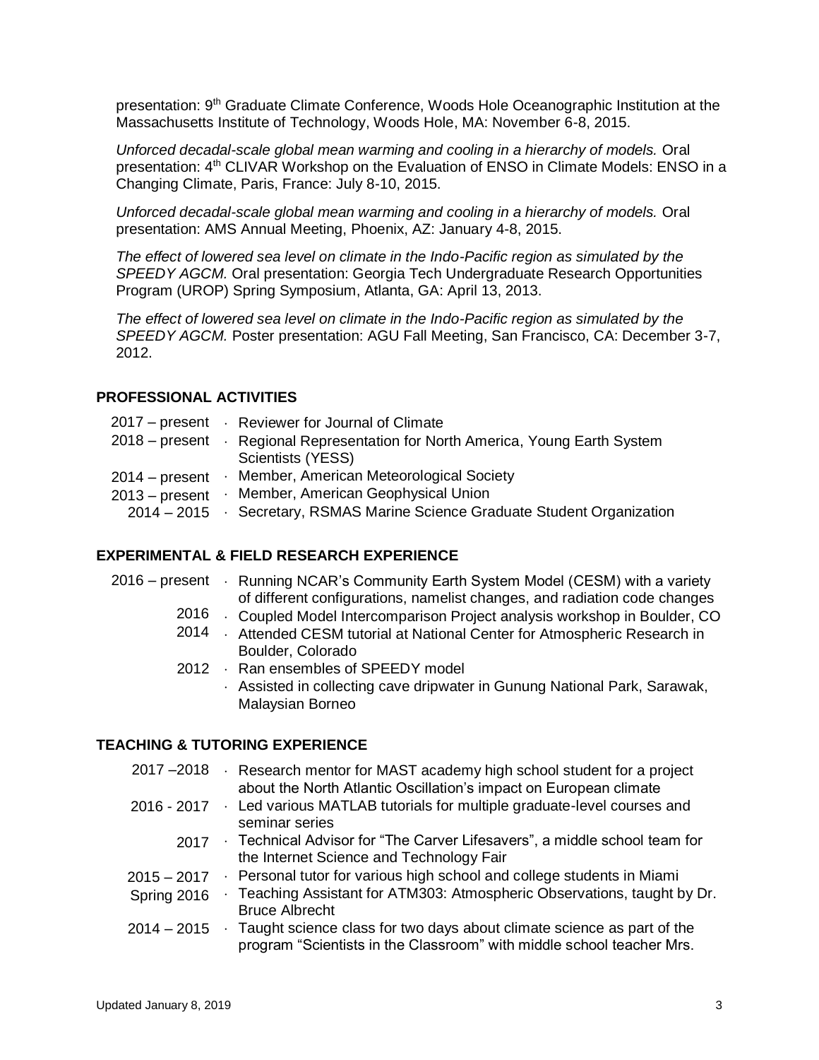presentation: 9th Graduate Climate Conference, Woods Hole Oceanographic Institution at the Massachusetts Institute of Technology, Woods Hole, MA: November 6-8, 2015.

*Unforced decadal-scale global mean warming and cooling in a hierarchy of models.* Oral presentation: 4th CLIVAR Workshop on the Evaluation of ENSO in Climate Models: ENSO in a Changing Climate, Paris, France: July 8-10, 2015.

*Unforced decadal-scale global mean warming and cooling in a hierarchy of models.* Oral presentation: AMS Annual Meeting, Phoenix, AZ: January 4-8, 2015.

*The effect of lowered sea level on climate in the Indo-Pacific region as simulated by the SPEEDY AGCM.* Oral presentation: Georgia Tech Undergraduate Research Opportunities Program (UROP) Spring Symposium, Atlanta, GA: April 13, 2013.

*The effect of lowered sea level on climate in the Indo-Pacific region as simulated by the SPEEDY AGCM.* Poster presentation: AGU Fall Meeting, San Francisco, CA: December 3-7, 2012.

## PROFESSIONAL ACTIVITIES

- 2017 – present · Reviewer for Journal of Climate
- 2018 – present · Regional Representation for North America, Young Earth System Scientists (YESS)
- 2014 – present · Member, American Meteorological Society
- 2013 – present · Member, American Geophysical Union
- 2014 – 2015 · Secretary, RSMAS Marine Science Graduate Student Organization

## EXPERIMENTAL & FIELD RESEARCH EXPERIENCE

- 2016 – present · Running NCAR's Community Earth System Model (CESM) with a variety of different configurations, namelist changes, and radiation code changes
- 2016 · Coupled Model Intercomparison Project analysis workshop in Boulder, CO
- 2014 · Attended CESM tutorial at National Center for Atmospheric Research in Boulder, Colorado
- 2012 · Ran ensembles of SPEEDY model
  - · Assisted in collecting cave dripwater in Gunung National Park, Sarawak, Malaysian Borneo

## TEACHING & TUTORING EXPERIENCE

- 2017 –2018 · Research mentor for MAST academy high school student for a project about the North Atlantic Oscillation's impact on European climate
- 2016 - 2017 · Led various MATLAB tutorials for multiple graduate-level courses and seminar series
- 2017 · Technical Advisor for "The Carver Lifesavers", a middle school team for the Internet Science and Technology Fair
- 2015 – 2017 · Personal tutor for various high school and college students in Miami
- Spring 2016 · Teaching Assistant for ATM303: Atmospheric Observations, taught by Dr. Bruce Albrecht
- 2014 – 2015 · Taught science class for two days about climate science as part of the program "Scientists in the Classroom" with middle school teacher Mrs.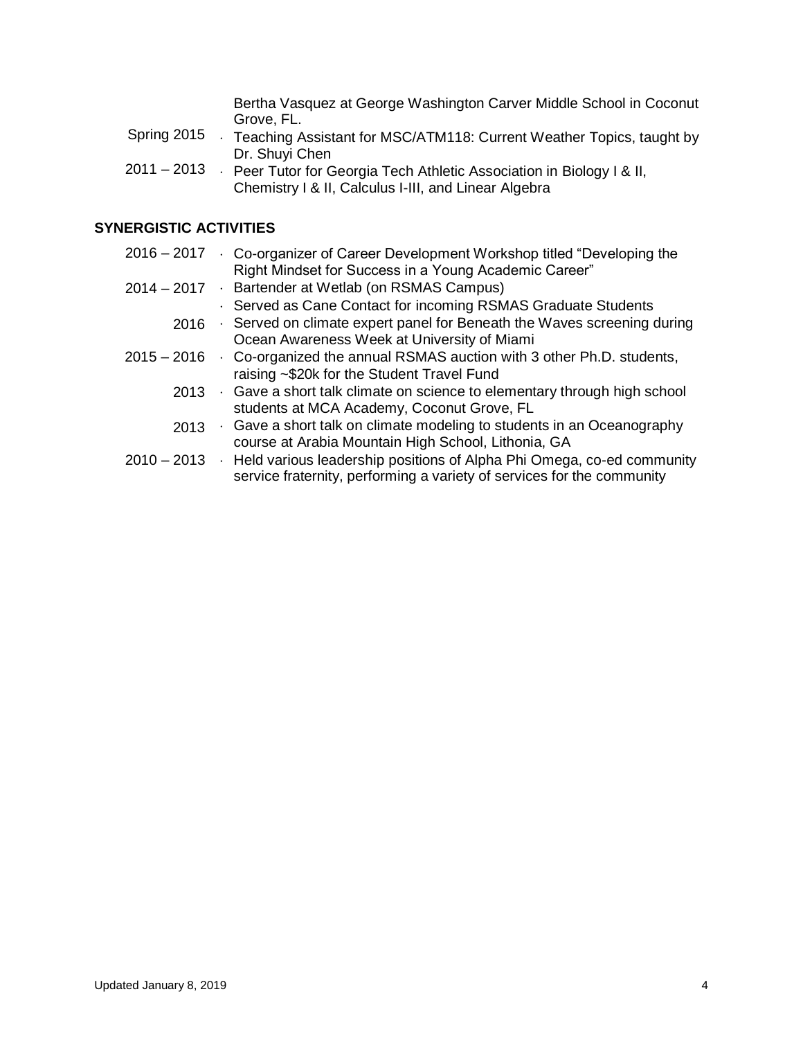Bertha Vasquez at George Washington Carver Middle School in Coconut Grove, FL.

- Spring 2015 · Teaching Assistant for MSC/ATM118: Current Weather Topics, taught by Dr. Shuyi Chen
- 2011 – 2013 · Peer Tutor for Georgia Tech Athletic Association in Biology I & II, Chemistry I & II, Calculus I-III, and Linear Algebra

## SYNERGISTIC ACTIVITIES

- 2016 – 2017 · Co-organizer of Career Development Workshop titled "Developing the Right Mindset for Success in a Young Academic Career"
- 2014 – 2017 · Bartender at Wetlab (on RSMAS Campus)
  - · Served as Cane Contact for incoming RSMAS Graduate Students
- 2016 · Served on climate expert panel for Beneath the Waves screening during Ocean Awareness Week at University of Miami
- 2015 – 2016 · Co-organized the annual RSMAS auction with 3 other Ph.D. students, raising ~$20k for the Student Travel Fund
- 2013 · Gave a short talk climate on science to elementary through high school students at MCA Academy, Coconut Grove, FL
- 2013 · Gave a short talk on climate modeling to students in an Oceanography course at Arabia Mountain High School, Lithonia, GA
- 2010 – 2013 · Held various leadership positions of Alpha Phi Omega, co-ed community service fraternity, performing a variety of services for the community